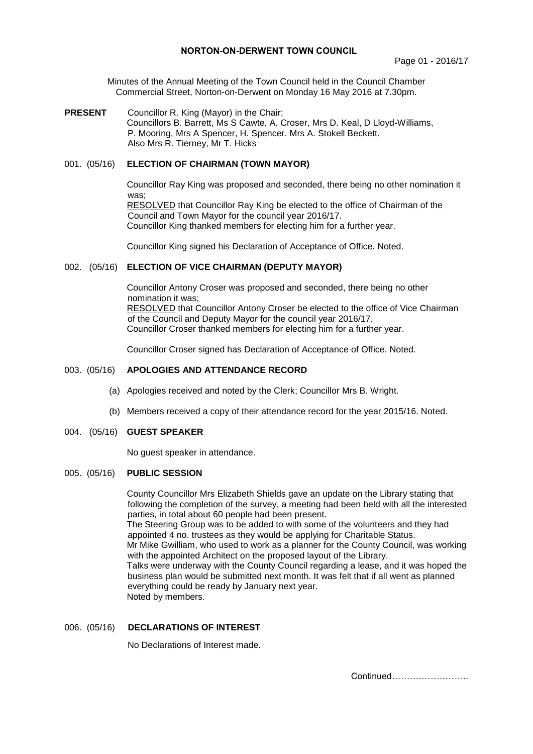# NORTON-ON-DERWENT TOWN COUNCIL

Minutes of the Annual Meeting of the Town Council held in the Council Chamber Commercial Street, Norton-on-Derwent on Monday 16 May 2016 at 7.30pm.

**PRESENT** Councillor R. King (Mayor) in the Chair;
Councillors B. Barrett, Ms S Cawte, A. Croser, Mrs D. Keal, D Lloyd-Williams, P. Mooring, Mrs A Spencer, H. Spencer. Mrs A. Stokell Beckett.
Also Mrs R. Tierney, Mr T. Hicks

## 001. (05/16) ELECTION OF CHAIRMAN (TOWN MAYOR)

Councillor Ray King was proposed and seconded, there being no other nomination it was;
RESOLVED that Councillor Ray King be elected to the office of Chairman of the Council and Town Mayor for the council year 2016/17.
Councillor King thanked members for electing him for a further year.

Councillor King signed his Declaration of Acceptance of Office. Noted.

## 002. (05/16) ELECTION OF VICE CHAIRMAN (DEPUTY MAYOR)

Councillor Antony Croser was proposed and seconded, there being no other nomination it was;
RESOLVED that Councillor Antony Croser be elected to the office of Vice Chairman of the Council and Deputy Mayor for the council year 2016/17.
Councillor Croser thanked members for electing him for a further year.

Councillor Croser signed has Declaration of Acceptance of Office. Noted.

## 003. (05/16) APOLOGIES AND ATTENDANCE RECORD

(a) Apologies received and noted by the Clerk; Councillor Mrs B. Wright.

(b) Members received a copy of their attendance record for the year 2015/16. Noted.

## 004. (05/16) GUEST SPEAKER

No guest speaker in attendance.

## 005. (05/16) PUBLIC SESSION

County Councillor Mrs Elizabeth Shields gave an update on the Library stating that following the completion of the survey, a meeting had been held with all the interested parties, in total about 60 people had been present.
The Steering Group was to be added to with some of the volunteers and they had appointed 4 no. trustees as they would be applying for Charitable Status.
Mr Mike Gwilliam, who used to work as a planner for the County Council, was working with the appointed Architect on the proposed layout of the Library.
Talks were underway with the County Council regarding a lease, and it was hoped the business plan would be submitted next month. It was felt that if all went as planned everything could be ready by January next year.
Noted by members.

## 006. (05/16) DECLARATIONS OF INTEREST

No Declarations of Interest made.

Continued……………………..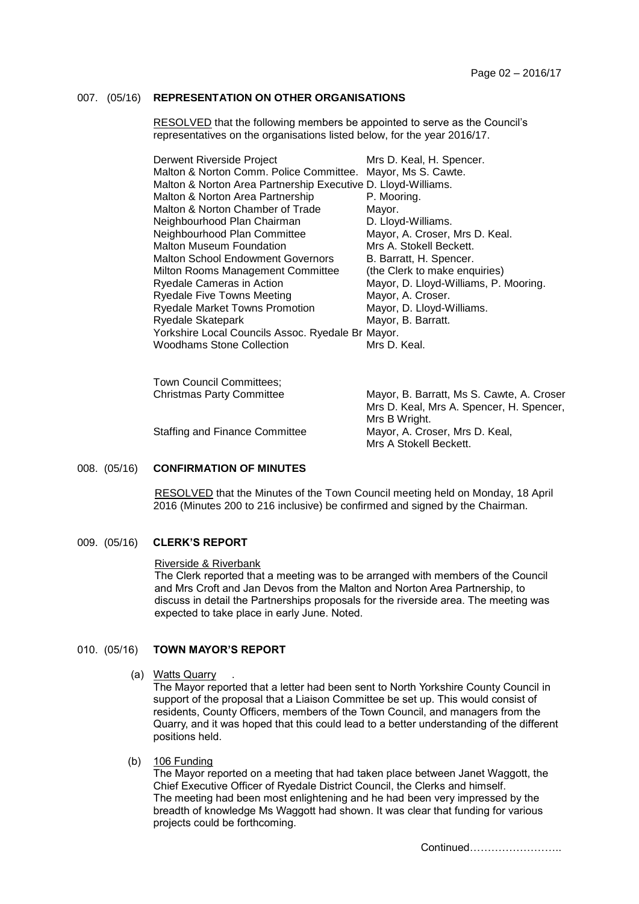## 007. (05/16) REPRESENTATION ON OTHER ORGANISATIONS

RESOLVED that the following members be appointed to serve as the Council's representatives on the organisations listed below, for the year 2016/17.

| Organisation | Representatives |
|---|---|
| Derwent Riverside Project | Mrs D. Keal, H. Spencer. |
| Malton & Norton Comm. Police Committee. | Mayor, Ms S. Cawte. |
| Malton & Norton Area Partnership Executive | D. Lloyd-Williams. |
| Malton & Norton Area Partnership | P. Mooring. |
| Malton & Norton Chamber of Trade | Mayor. |
| Neighbourhood Plan Chairman | D. Lloyd-Williams. |
| Neighbourhood Plan Committee | Mayor, A. Croser, Mrs D. Keal. |
| Malton Museum Foundation | Mrs A. Stokell Beckett. |
| Malton School Endowment Governors | B. Barratt, H. Spencer. |
| Milton Rooms Management Committee | (the Clerk to make enquiries) |
| Ryedale Cameras in Action | Mayor, D. Lloyd-Williams, P. Mooring. |
| Ryedale Five Towns Meeting | Mayor, A. Croser. |
| Ryedale Market Towns Promotion | Mayor, D. Lloyd-Williams. |
| Ryedale Skatepark | Mayor, B. Barratt. |
| Yorkshire Local Councils Assoc. Ryedale Br | Mayor. |
| Woodhams Stone Collection | Mrs D. Keal. |

Town Council Committees;

| Committee | Members |
|---|---|
| Christmas Party Committee | Mayor, B. Barratt, Ms S. Cawte, A. Croser Mrs D. Keal, Mrs A. Spencer, H. Spencer, Mrs B Wright. |
| Staffing and Finance Committee | Mayor, A. Croser, Mrs D. Keal, Mrs A Stokell Beckett. |

## 008. (05/16) CONFIRMATION OF MINUTES

RESOLVED that the Minutes of the Town Council meeting held on Monday, 18 April 2016 (Minutes 200 to 216 inclusive) be confirmed and signed by the Chairman.

## 009. (05/16) CLERK'S REPORT

Riverside & Riverbank

The Clerk reported that a meeting was to be arranged with members of the Council and Mrs Croft and Jan Devos from the Malton and Norton Area Partnership, to discuss in detail the Partnerships proposals for the riverside area. The meeting was expected to take place in early June. Noted.

## 010. (05/16) TOWN MAYOR'S REPORT

(a) Watts Quarry .

The Mayor reported that a letter had been sent to North Yorkshire County Council in support of the proposal that a Liaison Committee be set up. This would consist of residents, County Officers, members of the Town Council, and managers from the Quarry, and it was hoped that this could lead to a better understanding of the different positions held.

(b) 106 Funding

The Mayor reported on a meeting that had taken place between Janet Waggott, the Chief Executive Officer of Ryedale District Council, the Clerks and himself. The meeting had been most enlightening and he had been very impressed by the breadth of knowledge Ms Waggott had shown. It was clear that funding for various projects could be forthcoming.

Continued……………………..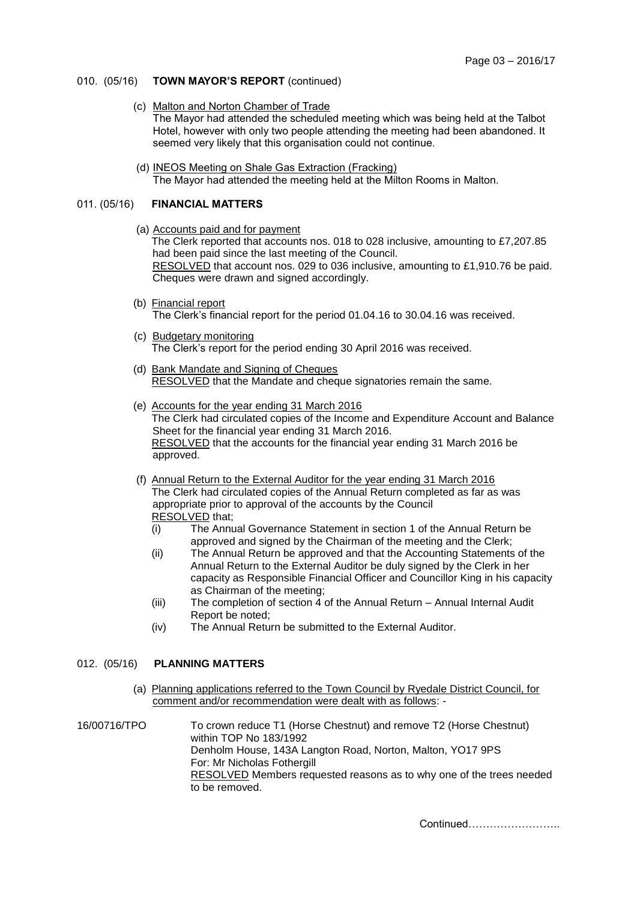## 010. (05/16) TOWN MAYOR'S REPORT (continued)

(c) Malton and Norton Chamber of Trade
The Mayor had attended the scheduled meeting which was being held at the Talbot Hotel, however with only two people attending the meeting had been abandoned. It seemed very likely that this organisation could not continue.

(d) INEOS Meeting on Shale Gas Extraction (Fracking)
The Mayor had attended the meeting held at the Milton Rooms in Malton.

## 011. (05/16) FINANCIAL MATTERS

(a) Accounts paid and for payment
The Clerk reported that accounts nos. 018 to 028 inclusive, amounting to £7,207.85 had been paid since the last meeting of the Council.
RESOLVED that account nos. 029 to 036 inclusive, amounting to £1,910.76 be paid. Cheques were drawn and signed accordingly.

(b) Financial report
The Clerk's financial report for the period 01.04.16 to 30.04.16 was received.

(c) Budgetary monitoring
The Clerk's report for the period ending 30 April 2016 was received.

(d) Bank Mandate and Signing of Cheques
RESOLVED that the Mandate and cheque signatories remain the same.

(e) Accounts for the year ending 31 March 2016
The Clerk had circulated copies of the Income and Expenditure Account and Balance Sheet for the financial year ending 31 March 2016.
RESOLVED that the accounts for the financial year ending 31 March 2016 be approved.

(f) Annual Return to the External Auditor for the year ending 31 March 2016
The Clerk had circulated copies of the Annual Return completed as far as was appropriate prior to approval of the accounts by the Council
RESOLVED that;
- (i) The Annual Governance Statement in section 1 of the Annual Return be approved and signed by the Chairman of the meeting and the Clerk;
- (ii) The Annual Return be approved and that the Accounting Statements of the Annual Return to the External Auditor be duly signed by the Clerk in her capacity as Responsible Financial Officer and Councillor King in his capacity as Chairman of the meeting;
- (iii) The completion of section 4 of the Annual Return – Annual Internal Audit Report be noted;
- (iv) The Annual Return be submitted to the External Auditor.

## 012. (05/16) PLANNING MATTERS

(a) Planning applications referred to the Town Council by Ryedale District Council, for comment and/or recommendation were dealt with as follows: -

16/00716/TPO — To crown reduce T1 (Horse Chestnut) and remove T2 (Horse Chestnut) within TOP No 183/1992
Denholm House, 143A Langton Road, Norton, Malton, YO17 9PS
For: Mr Nicholas Fothergill
RESOLVED Members requested reasons as to why one of the trees needed to be removed.

Continued……………………..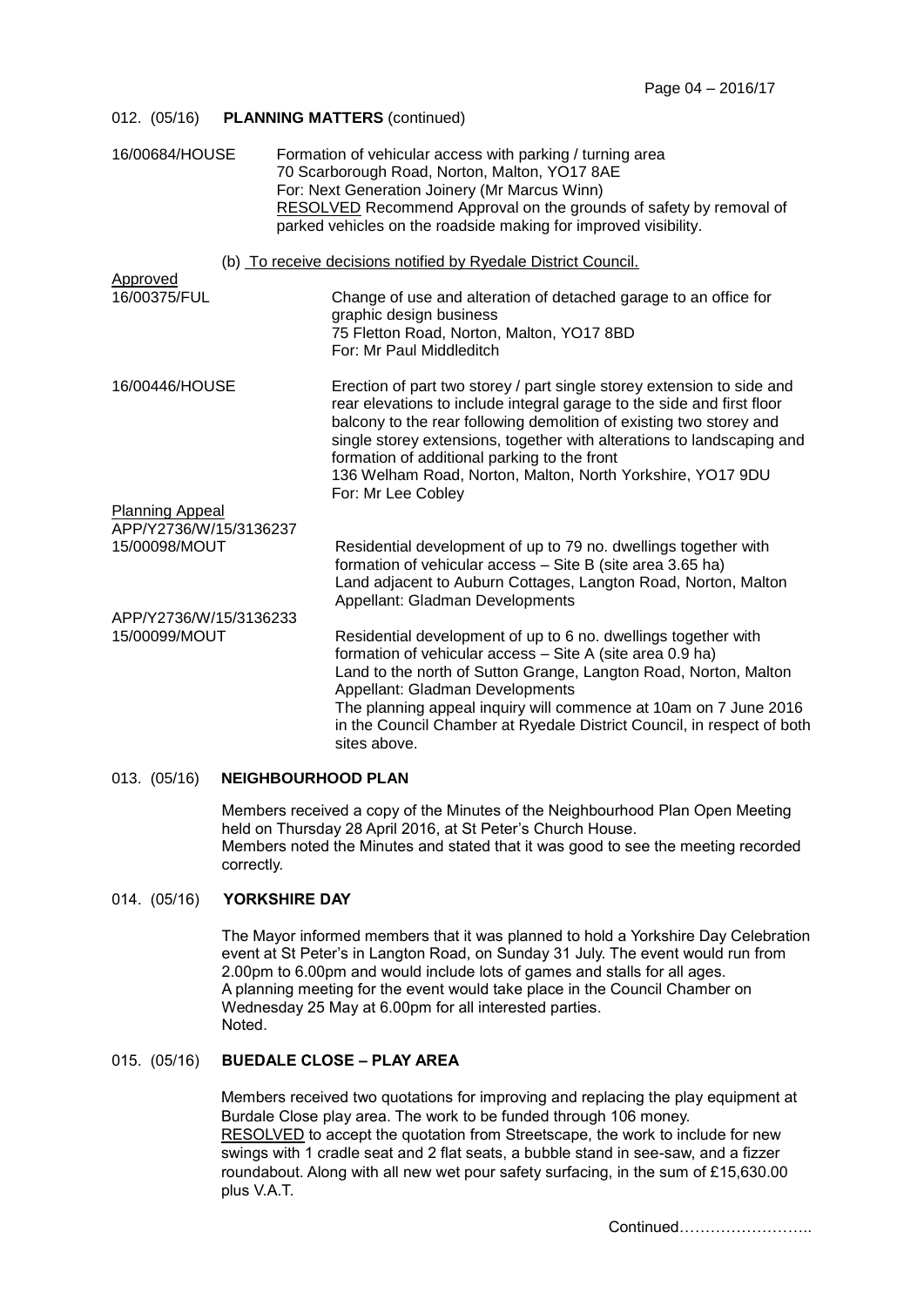012. (05/16) **PLANNING MATTERS** (continued)

16/00684/HOUSE

Formation of vehicular access with parking / turning area
70 Scarborough Road, Norton, Malton, YO17 8AE
For: Next Generation Joinery (Mr Marcus Winn)
RESOLVED Recommend Approval on the grounds of safety by removal of parked vehicles on the roadside making for improved visibility.

(b) To receive decisions notified by Ryedale District Council.

Approved

16/00375/FUL

Change of use and alteration of detached garage to an office for graphic design business
75 Fletton Road, Norton, Malton, YO17 8BD
For: Mr Paul Middleditch

16/00446/HOUSE

Erection of part two storey / part single storey extension to side and rear elevations to include integral garage to the side and first floor balcony to the rear following demolition of existing two storey and single storey extensions, together with alterations to landscaping and formation of additional parking to the front
136 Welham Road, Norton, Malton, North Yorkshire, YO17 9DU
For: Mr Lee Cobley

Planning Appeal

APP/Y2736/W/15/3136237
15/00098/MOUT

Residential development of up to 79 no. dwellings together with formation of vehicular access – Site B (site area 3.65 ha)
Land adjacent to Auburn Cottages, Langton Road, Norton, Malton
Appellant: Gladman Developments

APP/Y2736/W/15/3136233
15/00099/MOUT

Residential development of up to 6 no. dwellings together with formation of vehicular access – Site A (site area 0.9 ha)
Land to the north of Sutton Grange, Langton Road, Norton, Malton
Appellant: Gladman Developments
The planning appeal inquiry will commence at 10am on 7 June 2016 in the Council Chamber at Ryedale District Council, in respect of both sites above.

013. (05/16) **NEIGHBOURHOOD PLAN**

Members received a copy of the Minutes of the Neighbourhood Plan Open Meeting held on Thursday 28 April 2016, at St Peter's Church House.
Members noted the Minutes and stated that it was good to see the meeting recorded correctly.

014. (05/16) **YORKSHIRE DAY**

The Mayor informed members that it was planned to hold a Yorkshire Day Celebration event at St Peter's in Langton Road, on Sunday 31 July. The event would run from 2.00pm to 6.00pm and would include lots of games and stalls for all ages.
A planning meeting for the event would take place in the Council Chamber on Wednesday 25 May at 6.00pm for all interested parties.
Noted.

015. (05/16) **BUEDALE CLOSE – PLAY AREA**

Members received two quotations for improving and replacing the play equipment at Burdale Close play area. The work to be funded through 106 money.
RESOLVED to accept the quotation from Streetscape, the work to include for new swings with 1 cradle seat and 2 flat seats, a bubble stand in see-saw, and a fizzer roundabout. Along with all new wet pour safety surfacing, in the sum of £15,630.00 plus V.A.T.

Continued……………………..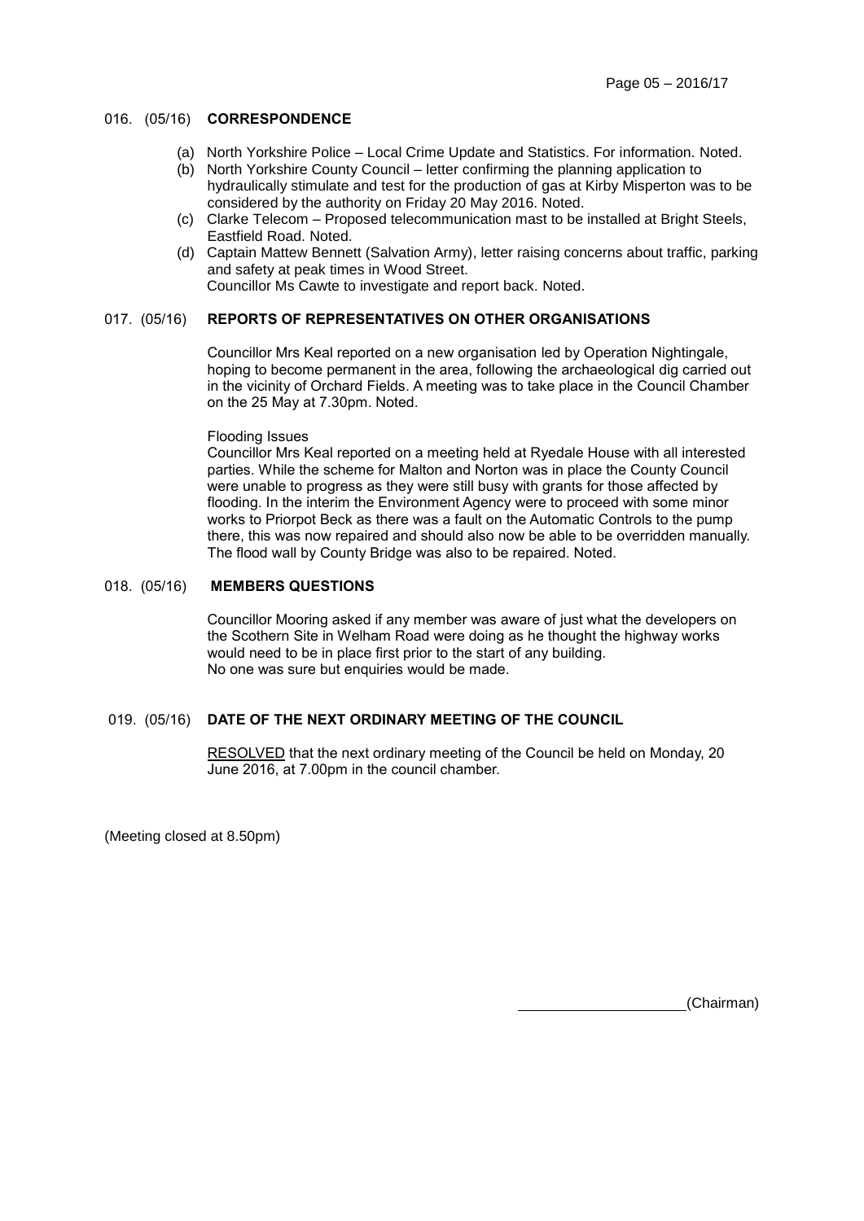## 016. (05/16) CORRESPONDENCE

(a) North Yorkshire Police – Local Crime Update and Statistics. For information. Noted.

(b) North Yorkshire County Council – letter confirming the planning application to hydraulically stimulate and test for the production of gas at Kirby Misperton was to be considered by the authority on Friday 20 May 2016. Noted.

(c) Clarke Telecom – Proposed telecommunication mast to be installed at Bright Steels, Eastfield Road. Noted.

(d) Captain Mattew Bennett (Salvation Army), letter raising concerns about traffic, parking and safety at peak times in Wood Street.
Councillor Ms Cawte to investigate and report back. Noted.

## 017. (05/16) REPORTS OF REPRESENTATIVES ON OTHER ORGANISATIONS

Councillor Mrs Keal reported on a new organisation led by Operation Nightingale, hoping to become permanent in the area, following the archaeological dig carried out in the vicinity of Orchard Fields. A meeting was to take place in the Council Chamber on the 25 May at 7.30pm. Noted.

Flooding Issues

Councillor Mrs Keal reported on a meeting held at Ryedale House with all interested parties. While the scheme for Malton and Norton was in place the County Council were unable to progress as they were still busy with grants for those affected by flooding. In the interim the Environment Agency were to proceed with some minor works to Priorpot Beck as there was a fault on the Automatic Controls to the pump there, this was now repaired and should also now be able to be overridden manually. The flood wall by County Bridge was also to be repaired. Noted.

## 018. (05/16) MEMBERS QUESTIONS

Councillor Mooring asked if any member was aware of just what the developers on the Scothern Site in Welham Road were doing as he thought the highway works would need to be in place first prior to the start of any building.
No one was sure but enquiries would be made.

## 019. (05/16) DATE OF THE NEXT ORDINARY MEETING OF THE COUNCIL

RESOLVED that the next ordinary meeting of the Council be held on Monday, 20 June 2016, at 7.00pm in the council chamber.

(Meeting closed at 8.50pm)

____________________(Chairman)